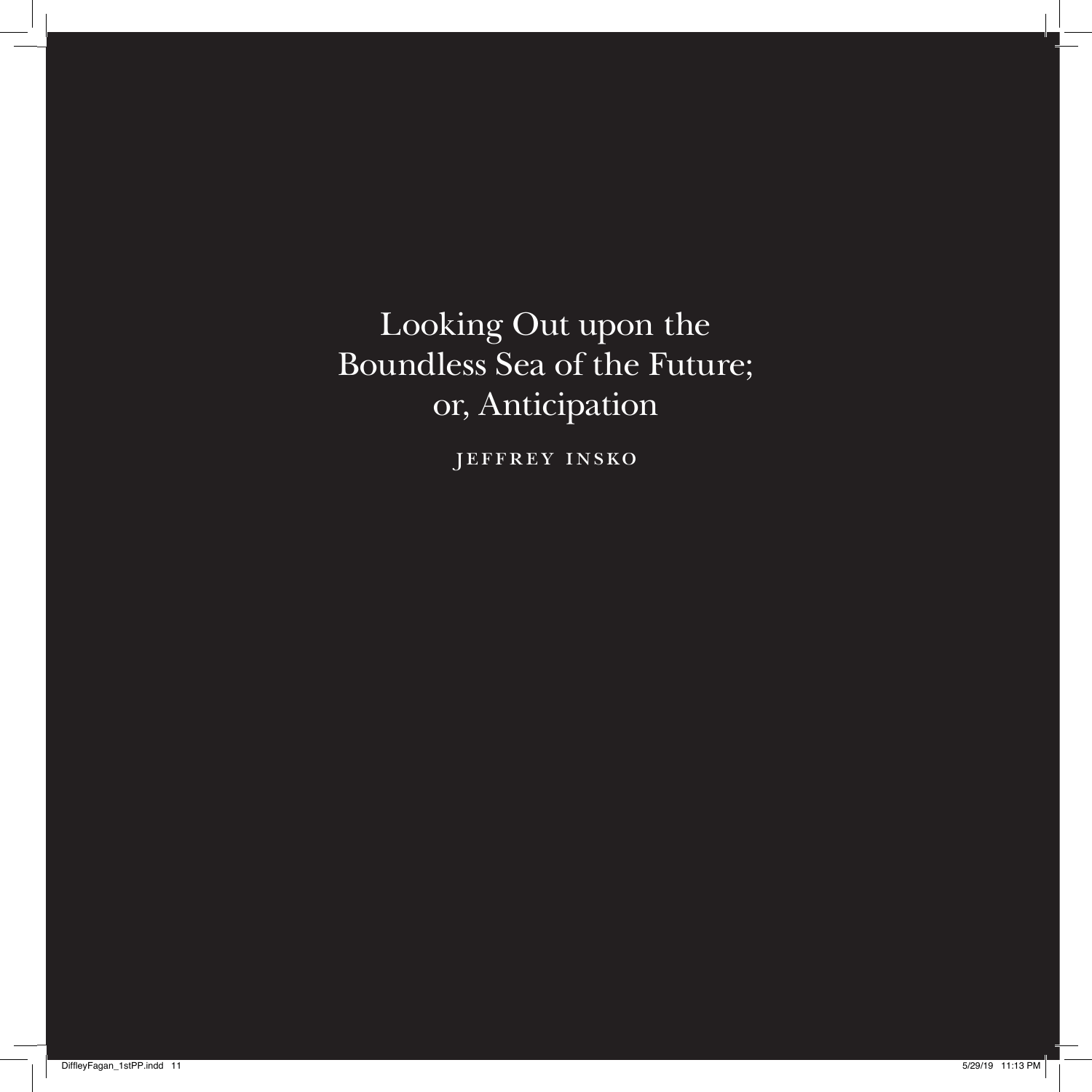# Looking Out upon the Boundless Sea of the Future; or, Anticipation

JEFFREY INSKO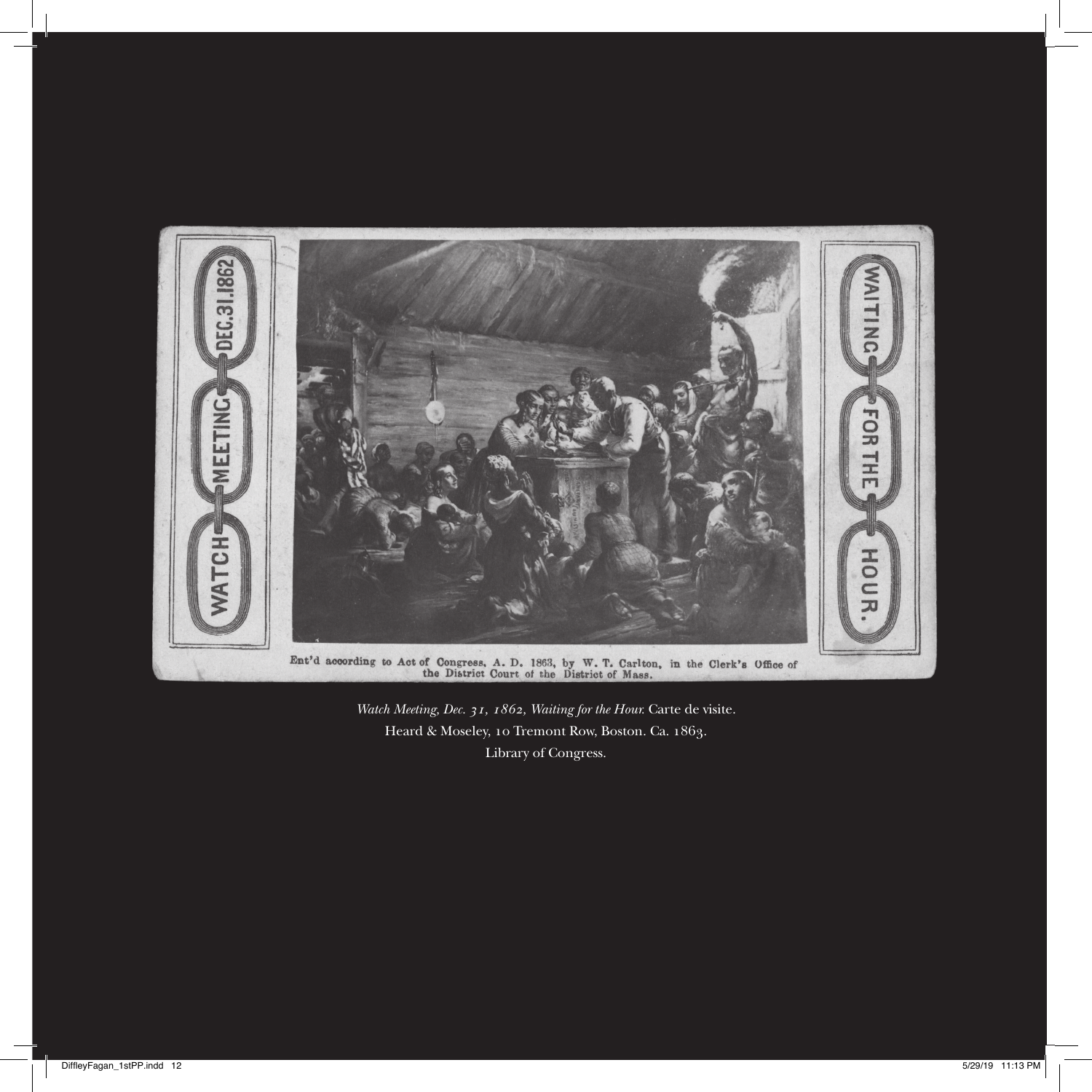WATCH MEETING DEC. 31. 1862

WAITING FOR THE HOUR.

Ent'd according to Act of Congress, A. D. 1863, by W. T. Carlton, in the Clerk's Office of the District Court of the District of Mass.

*Watch Meeting, Dec. 31, 1862, Waiting for the Hour.* Carte de visite.  
Heard & Moseley, 10 Tremont Row, Boston. Ca. 1863.  
Library of Congress.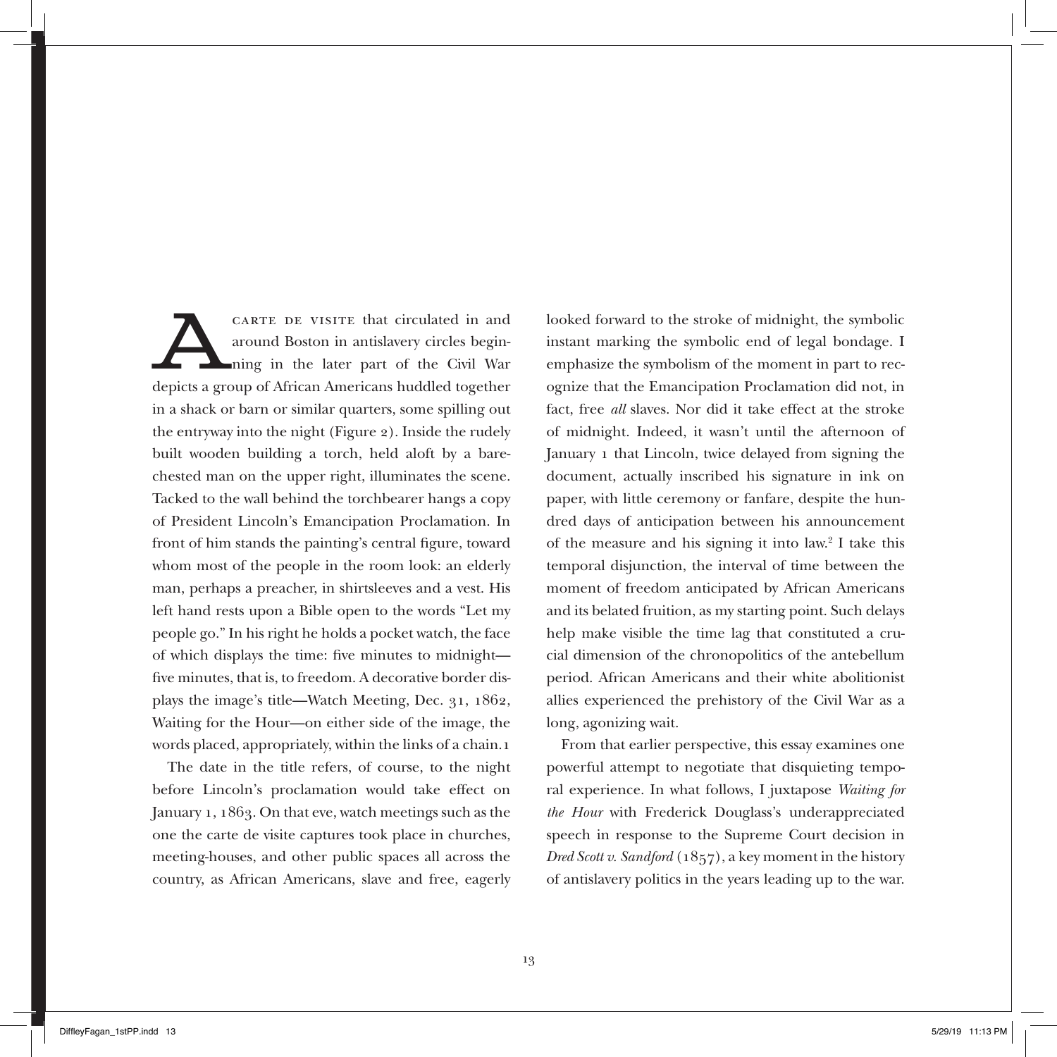A carte de visite that circulated in and around Boston in antislavery circles beginning in the later part of the Civil War depicts a group of African Americans huddled together in a shack or barn or similar quarters, some spilling out the entryway into the night (Figure 2). Inside the rudely built wooden building a torch, held aloft by a bare-chested man on the upper right, illuminates the scene. Tacked to the wall behind the torchbearer hangs a copy of President Lincoln's Emancipation Proclamation. In front of him stands the painting's central figure, toward whom most of the people in the room look: an elderly man, perhaps a preacher, in shirtsleeves and a vest. His left hand rests upon a Bible open to the words "Let my people go." In his right he holds a pocket watch, the face of which displays the time: five minutes to midnight—five minutes, that is, to freedom. A decorative border displays the image's title—Watch Meeting, Dec. 31, 1862, Waiting for the Hour—on either side of the image, the words placed, appropriately, within the links of a chain.1

The date in the title refers, of course, to the night before Lincoln's proclamation would take effect on January 1, 1863. On that eve, watch meetings such as the one the carte de visite captures took place in churches, meeting-houses, and other public spaces all across the country, as African Americans, slave and free, eagerly looked forward to the stroke of midnight, the symbolic instant marking the symbolic end of legal bondage. I emphasize the symbolism of the moment in part to recognize that the Emancipation Proclamation did not, in fact, free *all* slaves. Nor did it take effect at the stroke of midnight. Indeed, it wasn't until the afternoon of January 1 that Lincoln, twice delayed from signing the document, actually inscribed his signature in ink on paper, with little ceremony or fanfare, despite the hundred days of anticipation between his announcement of the measure and his signing it into law.[2] I take this temporal disjunction, the interval of time between the moment of freedom anticipated by African Americans and its belated fruition, as my starting point. Such delays help make visible the time lag that constituted a crucial dimension of the chronopolitics of the antebellum period. African Americans and their white abolitionist allies experienced the prehistory of the Civil War as a long, agonizing wait.

From that earlier perspective, this essay examines one powerful attempt to negotiate that disquieting temporal experience. In what follows, I juxtapose *Waiting for the Hour* with Frederick Douglass's underappreciated speech in response to the Supreme Court decision in *Dred Scott v. Sandford* (1857), a key moment in the history of antislavery politics in the years leading up to the war.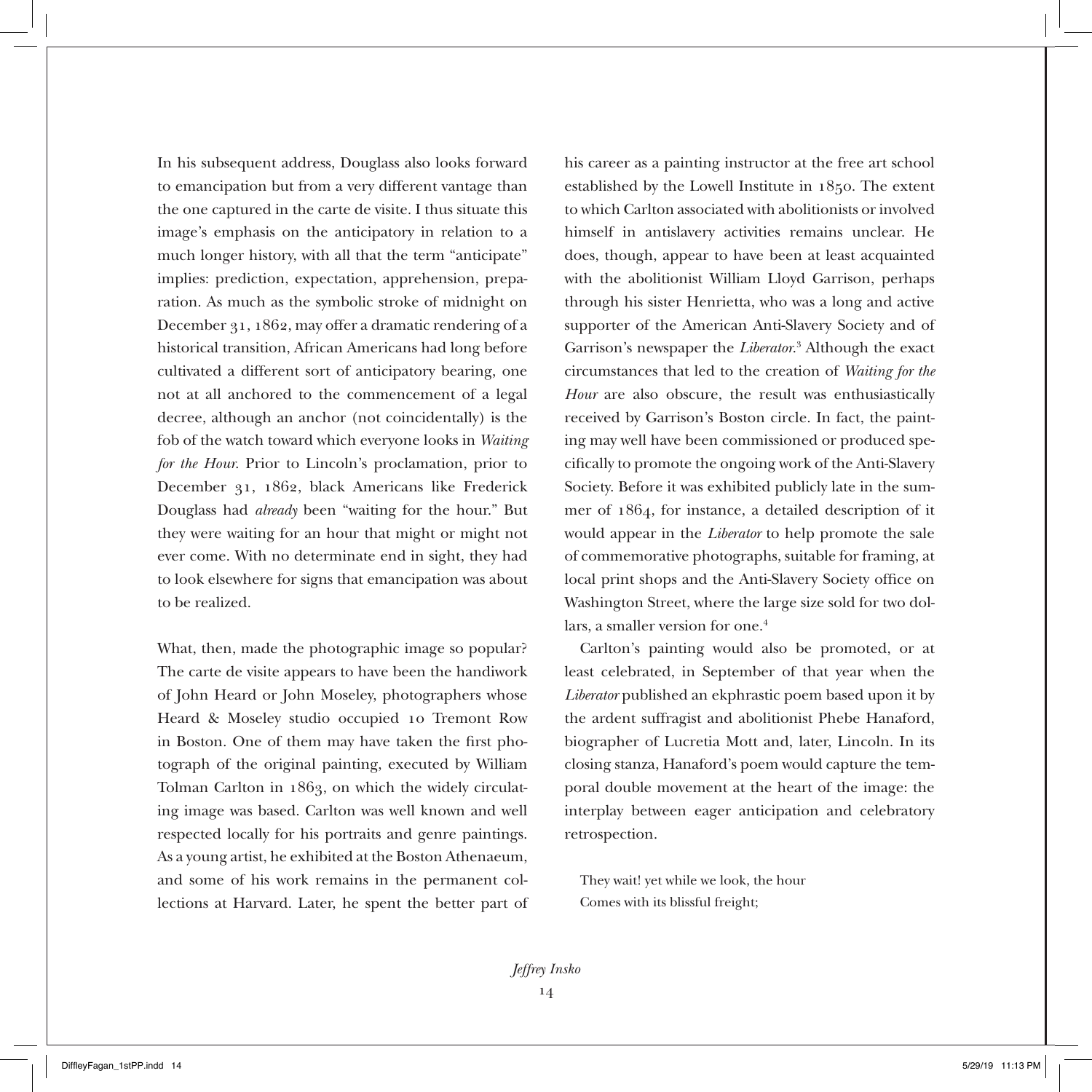In his subsequent address, Douglass also looks forward to emancipation but from a very different vantage than the one captured in the carte de visite. I thus situate this image's emphasis on the anticipatory in relation to a much longer history, with all that the term "anticipate" implies: prediction, expectation, apprehension, preparation. As much as the symbolic stroke of midnight on December 31, 1862, may offer a dramatic rendering of a historical transition, African Americans had long before cultivated a different sort of anticipatory bearing, one not at all anchored to the commencement of a legal decree, although an anchor (not coincidentally) is the fob of the watch toward which everyone looks in *Waiting for the Hour*. Prior to Lincoln's proclamation, prior to December 31, 1862, black Americans like Frederick Douglass had *already* been "waiting for the hour." But they were waiting for an hour that might or might not ever come. With no determinate end in sight, they had to look elsewhere for signs that emancipation was about to be realized.

What, then, made the photographic image so popular? The carte de visite appears to have been the handiwork of John Heard or John Moseley, photographers whose Heard & Moseley studio occupied 10 Tremont Row in Boston. One of them may have taken the first photograph of the original painting, executed by William Tolman Carlton in 1863, on which the widely circulating image was based. Carlton was well known and well respected locally for his portraits and genre paintings. As a young artist, he exhibited at the Boston Athenaeum, and some of his work remains in the permanent collections at Harvard. Later, he spent the better part of his career as a painting instructor at the free art school established by the Lowell Institute in 1850. The extent to which Carlton associated with abolitionists or involved himself in antislavery activities remains unclear. He does, though, appear to have been at least acquainted with the abolitionist William Lloyd Garrison, perhaps through his sister Henrietta, who was a long and active supporter of the American Anti-Slavery Society and of Garrison's newspaper the *Liberator*.[3] Although the exact circumstances that led to the creation of *Waiting for the Hour* are also obscure, the result was enthusiastically received by Garrison's Boston circle. In fact, the painting may well have been commissioned or produced specifically to promote the ongoing work of the Anti-Slavery Society. Before it was exhibited publicly late in the summer of 1864, for instance, a detailed description of it would appear in the *Liberator* to help promote the sale of commemorative photographs, suitable for framing, at local print shops and the Anti-Slavery Society office on Washington Street, where the large size sold for two dollars, a smaller version for one.[4]

Carlton's painting would also be promoted, or at least celebrated, in September of that year when the *Liberator* published an ekphrastic poem based upon it by the ardent suffragist and abolitionist Phebe Hanaford, biographer of Lucretia Mott and, later, Lincoln. In its closing stanza, Hanaford's poem would capture the temporal double movement at the heart of the image: the interplay between eager anticipation and celebratory retrospection.

> They wait! yet while we look, the hour
> Comes with its blissful freight;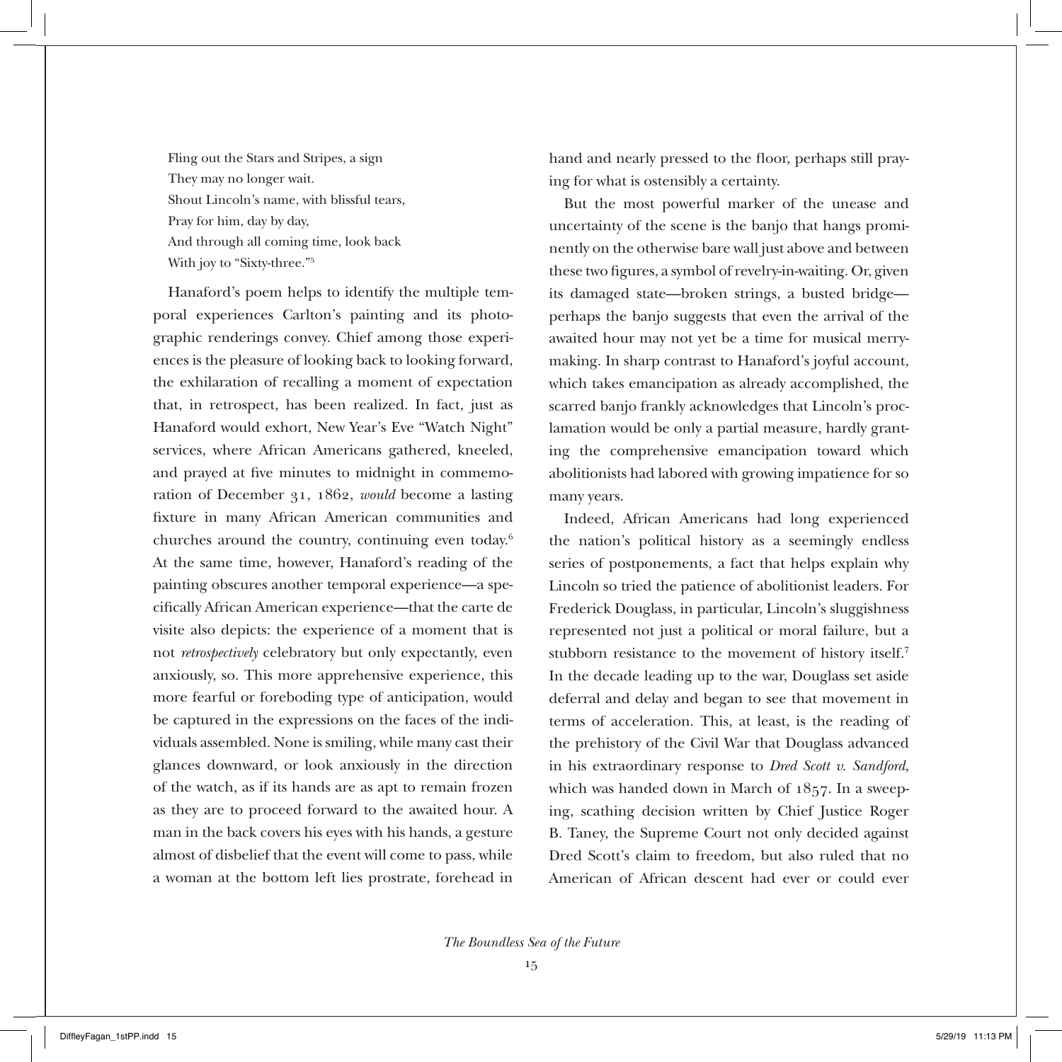Fling out the Stars and Stripes, a sign
They may no longer wait.
Shout Lincoln's name, with blissful tears,
Pray for him, day by day,
And through all coming time, look back
With joy to "Sixty-three."[5]

Hanaford's poem helps to identify the multiple temporal experiences Carlton's painting and its photographic renderings convey. Chief among those experiences is the pleasure of looking back to looking forward, the exhilaration of recalling a moment of expectation that, in retrospect, has been realized. In fact, just as Hanaford would exhort, New Year's Eve "Watch Night" services, where African Americans gathered, kneeled, and prayed at five minutes to midnight in commemoration of December 31, 1862, *would* become a lasting fixture in many African American communities and churches around the country, continuing even today.[6] At the same time, however, Hanaford's reading of the painting obscures another temporal experience—a specifically African American experience—that the carte de visite also depicts: the experience of a moment that is not *retrospectively* celebratory but only expectantly, even anxiously, so. This more apprehensive experience, this more fearful or foreboding type of anticipation, would be captured in the expressions on the faces of the individuals assembled. None is smiling, while many cast their glances downward, or look anxiously in the direction of the watch, as if its hands are as apt to remain frozen as they are to proceed forward to the awaited hour. A man in the back covers his eyes with his hands, a gesture almost of disbelief that the event will come to pass, while a woman at the bottom left lies prostrate, forehead in hand and nearly pressed to the floor, perhaps still praying for what is ostensibly a certainty.

But the most powerful marker of the unease and uncertainty of the scene is the banjo that hangs prominently on the otherwise bare wall just above and between these two figures, a symbol of revelry-in-waiting. Or, given its damaged state—broken strings, a busted bridge—perhaps the banjo suggests that even the arrival of the awaited hour may not yet be a time for musical merrymaking. In sharp contrast to Hanaford's joyful account, which takes emancipation as already accomplished, the scarred banjo frankly acknowledges that Lincoln's proclamation would be only a partial measure, hardly granting the comprehensive emancipation toward which abolitionists had labored with growing impatience for so many years.

Indeed, African Americans had long experienced the nation's political history as a seemingly endless series of postponements, a fact that helps explain why Lincoln so tried the patience of abolitionist leaders. For Frederick Douglass, in particular, Lincoln's sluggishness represented not just a political or moral failure, but a stubborn resistance to the movement of history itself.[7] In the decade leading up to the war, Douglass set aside deferral and delay and began to see that movement in terms of acceleration. This, at least, is the reading of the prehistory of the Civil War that Douglass advanced in his extraordinary response to *Dred Scott v. Sandford*, which was handed down in March of 1857. In a sweeping, scathing decision written by Chief Justice Roger B. Taney, the Supreme Court not only decided against Dred Scott's claim to freedom, but also ruled that no American of African descent had ever or could ever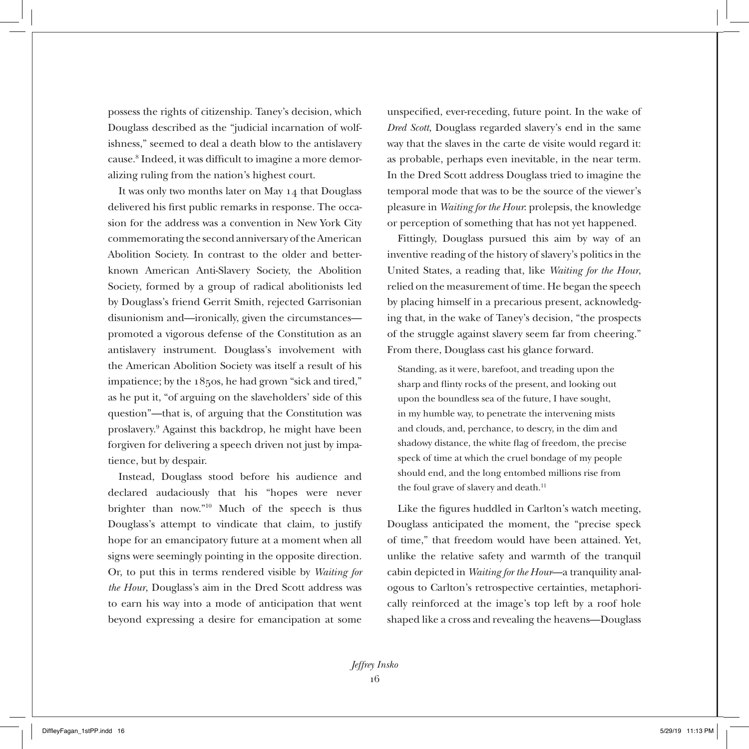possess the rights of citizenship. Taney's decision, which Douglass described as the "judicial incarnation of wolfishness," seemed to deal a death blow to the antislavery cause.[8] Indeed, it was difficult to imagine a more demoralizing ruling from the nation's highest court.

It was only two months later on May 14 that Douglass delivered his first public remarks in response. The occasion for the address was a convention in New York City commemorating the second anniversary of the American Abolition Society. In contrast to the older and better-known American Anti-Slavery Society, the Abolition Society, formed by a group of radical abolitionists led by Douglass's friend Gerrit Smith, rejected Garrisonian disunionism and—ironically, given the circumstances—promoted a vigorous defense of the Constitution as an antislavery instrument. Douglass's involvement with the American Abolition Society was itself a result of his impatience; by the 1850s, he had grown "sick and tired," as he put it, "of arguing on the slaveholders' side of this question"—that is, of arguing that the Constitution was proslavery.[9] Against this backdrop, he might have been forgiven for delivering a speech driven not just by impatience, but by despair.

Instead, Douglass stood before his audience and declared audaciously that his "hopes were never brighter than now."[10] Much of the speech is thus Douglass's attempt to vindicate that claim, to justify hope for an emancipatory future at a moment when all signs were seemingly pointing in the opposite direction. Or, to put this in terms rendered visible by *Waiting for the Hour*, Douglass's aim in the Dred Scott address was to earn his way into a mode of anticipation that went beyond expressing a desire for emancipation at some unspecified, ever-receding, future point. In the wake of *Dred Scott*, Douglass regarded slavery's end in the same way that the slaves in the carte de visite would regard it: as probable, perhaps even inevitable, in the near term. In the Dred Scott address Douglass tried to imagine the temporal mode that was to be the source of the viewer's pleasure in *Waiting for the Hour*: prolepsis, the knowledge or perception of something that has not yet happened.

Fittingly, Douglass pursued this aim by way of an inventive reading of the history of slavery's politics in the United States, a reading that, like *Waiting for the Hour*, relied on the measurement of time. He began the speech by placing himself in a precarious present, acknowledging that, in the wake of Taney's decision, "the prospects of the struggle against slavery seem far from cheering." From there, Douglass cast his glance forward.

> Standing, as it were, barefoot, and treading upon the sharp and flinty rocks of the present, and looking out upon the boundless sea of the future, I have sought, in my humble way, to penetrate the intervening mists and clouds, and, perchance, to descry, in the dim and shadowy distance, the white flag of freedom, the precise speck of time at which the cruel bondage of my people should end, and the long entombed millions rise from the foul grave of slavery and death.[11]

Like the figures huddled in Carlton's watch meeting, Douglass anticipated the moment, the "precise speck of time," that freedom would have been attained. Yet, unlike the relative safety and warmth of the tranquil cabin depicted in *Waiting for the Hour*—a tranquility analogous to Carlton's retrospective certainties, metaphorically reinforced at the image's top left by a roof hole shaped like a cross and revealing the heavens—Douglass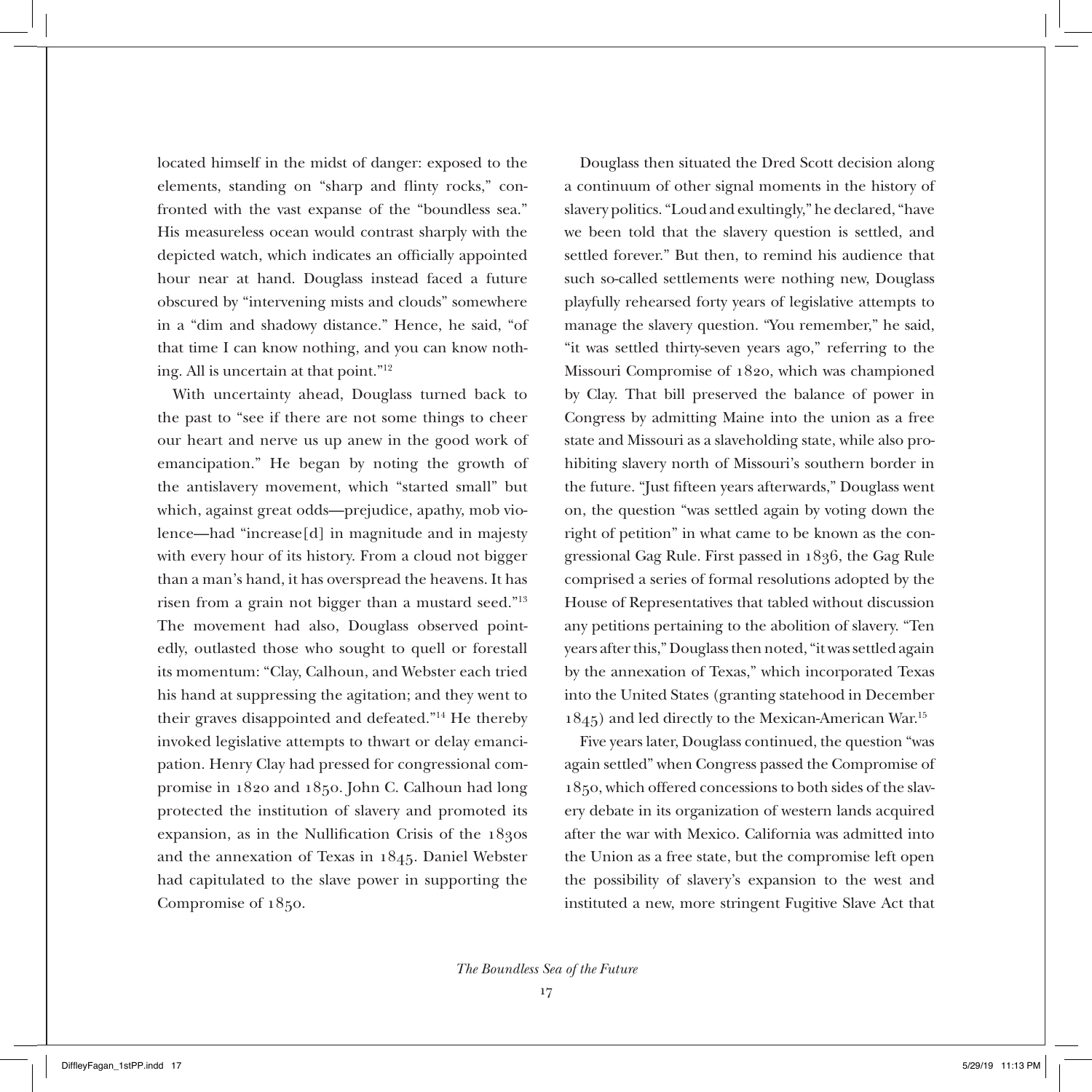located himself in the midst of danger: exposed to the elements, standing on "sharp and flinty rocks," confronted with the vast expanse of the "boundless sea." His measureless ocean would contrast sharply with the depicted watch, which indicates an officially appointed hour near at hand. Douglass instead faced a future obscured by "intervening mists and clouds" somewhere in a "dim and shadowy distance." Hence, he said, "of that time I can know nothing, and you can know nothing. All is uncertain at that point."[12]

With uncertainty ahead, Douglass turned back to the past to "see if there are not some things to cheer our heart and nerve us up anew in the good work of emancipation." He began by noting the growth of the antislavery movement, which "started small" but which, against great odds—prejudice, apathy, mob violence—had "increase[d] in magnitude and in majesty with every hour of its history. From a cloud not bigger than a man's hand, it has overspread the heavens. It has risen from a grain not bigger than a mustard seed."[13] The movement had also, Douglass observed pointedly, outlasted those who sought to quell or forestall its momentum: "Clay, Calhoun, and Webster each tried his hand at suppressing the agitation; and they went to their graves disappointed and defeated."[14] He thereby invoked legislative attempts to thwart or delay emancipation. Henry Clay had pressed for congressional compromise in 1820 and 1850. John C. Calhoun had long protected the institution of slavery and promoted its expansion, as in the Nullification Crisis of the 1830s and the annexation of Texas in 1845. Daniel Webster had capitulated to the slave power in supporting the Compromise of 1850.

Douglass then situated the Dred Scott decision along a continuum of other signal moments in the history of slavery politics. "Loud and exultingly," he declared, "have we been told that the slavery question is settled, and settled forever." But then, to remind his audience that such so-called settlements were nothing new, Douglass playfully rehearsed forty years of legislative attempts to manage the slavery question. "You remember," he said, "it was settled thirty-seven years ago," referring to the Missouri Compromise of 1820, which was championed by Clay. That bill preserved the balance of power in Congress by admitting Maine into the union as a free state and Missouri as a slaveholding state, while also prohibiting slavery north of Missouri's southern border in the future. "Just fifteen years afterwards," Douglass went on, the question "was settled again by voting down the right of petition" in what came to be known as the congressional Gag Rule. First passed in 1836, the Gag Rule comprised a series of formal resolutions adopted by the House of Representatives that tabled without discussion any petitions pertaining to the abolition of slavery. "Ten years after this," Douglass then noted, "it was settled again by the annexation of Texas," which incorporated Texas into the United States (granting statehood in December 1845) and led directly to the Mexican-American War.[15]

Five years later, Douglass continued, the question "was again settled" when Congress passed the Compromise of 1850, which offered concessions to both sides of the slavery debate in its organization of western lands acquired after the war with Mexico. California was admitted into the Union as a free state, but the compromise left open the possibility of slavery's expansion to the west and instituted a new, more stringent Fugitive Slave Act that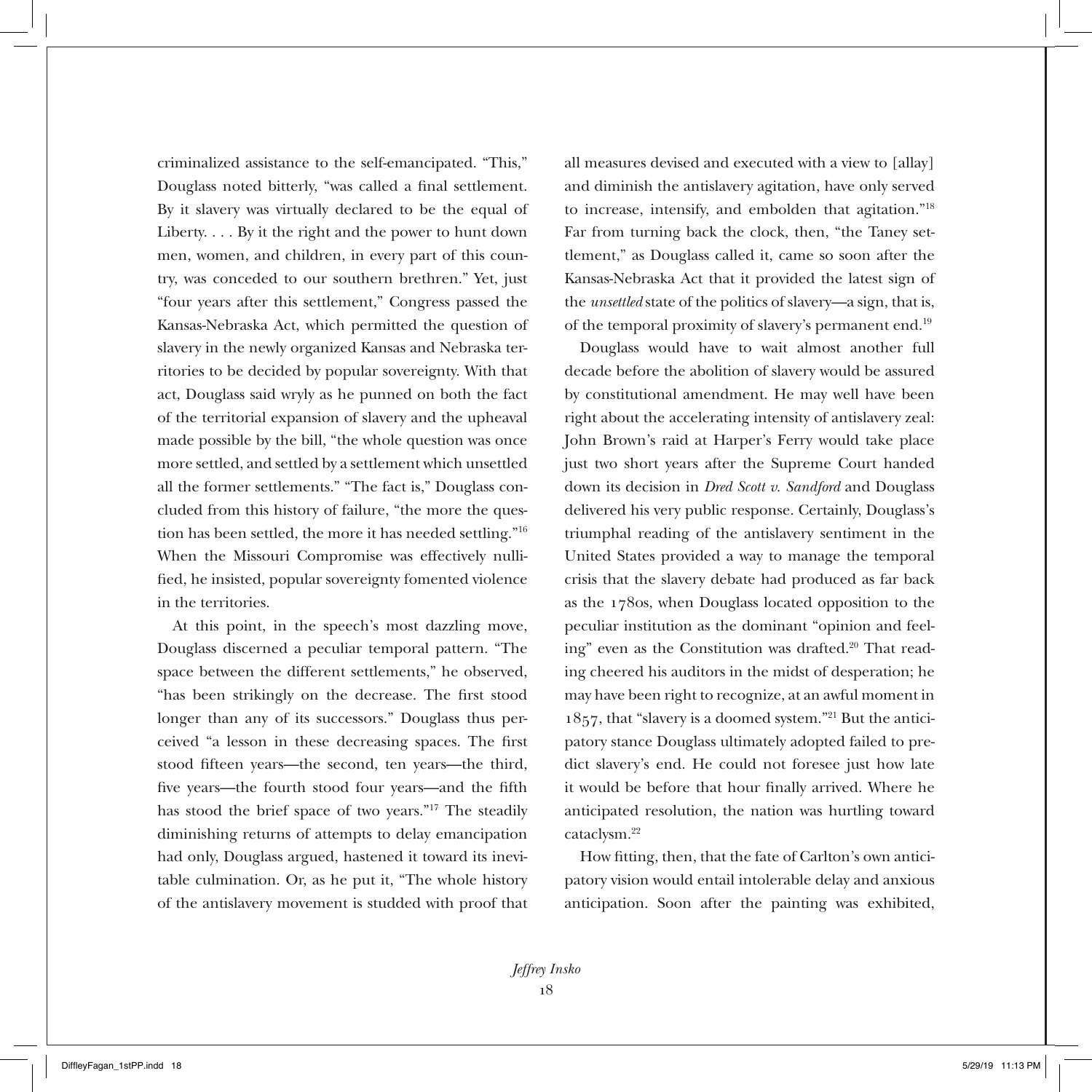criminalized assistance to the self-emancipated. "This," Douglass noted bitterly, "was called a final settlement. By it slavery was virtually declared to be the equal of Liberty. . . . By it the right and the power to hunt down men, women, and children, in every part of this country, was conceded to our southern brethren." Yet, just "four years after this settlement," Congress passed the Kansas-Nebraska Act, which permitted the question of slavery in the newly organized Kansas and Nebraska territories to be decided by popular sovereignty. With that act, Douglass said wryly as he punned on both the fact of the territorial expansion of slavery and the upheaval made possible by the bill, "the whole question was once more settled, and settled by a settlement which unsettled all the former settlements." "The fact is," Douglass concluded from this history of failure, "the more the question has been settled, the more it has needed settling."[16] When the Missouri Compromise was effectively nullified, he insisted, popular sovereignty fomented violence in the territories.

At this point, in the speech's most dazzling move, Douglass discerned a peculiar temporal pattern. "The space between the different settlements," he observed, "has been strikingly on the decrease. The first stood longer than any of its successors." Douglass thus perceived "a lesson in these decreasing spaces. The first stood fifteen years—the second, ten years—the third, five years—the fourth stood four years—and the fifth has stood the brief space of two years."[17] The steadily diminishing returns of attempts to delay emancipation had only, Douglass argued, hastened it toward its inevitable culmination. Or, as he put it, "The whole history of the antislavery movement is studded with proof that all measures devised and executed with a view to [allay] and diminish the antislavery agitation, have only served to increase, intensify, and embolden that agitation."[18] Far from turning back the clock, then, "the Taney settlement," as Douglass called it, came so soon after the Kansas-Nebraska Act that it provided the latest sign of the *unsettled* state of the politics of slavery—a sign, that is, of the temporal proximity of slavery's permanent end.[19]

Douglass would have to wait almost another full decade before the abolition of slavery would be assured by constitutional amendment. He may well have been right about the accelerating intensity of antislavery zeal: John Brown's raid at Harper's Ferry would take place just two short years after the Supreme Court handed down its decision in *Dred Scott v. Sandford* and Douglass delivered his very public response. Certainly, Douglass's triumphal reading of the antislavery sentiment in the United States provided a way to manage the temporal crisis that the slavery debate had produced as far back as the 1780s, when Douglass located opposition to the peculiar institution as the dominant "opinion and feeling" even as the Constitution was drafted.[20] That reading cheered his auditors in the midst of desperation; he may have been right to recognize, at an awful moment in 1857, that "slavery is a doomed system."[21] But the anticipatory stance Douglass ultimately adopted failed to predict slavery's end. He could not foresee just how late it would be before that hour finally arrived. Where he anticipated resolution, the nation was hurtling toward cataclysm.[22]

How fitting, then, that the fate of Carlton's own anticipatory vision would entail intolerable delay and anxious anticipation. Soon after the painting was exhibited,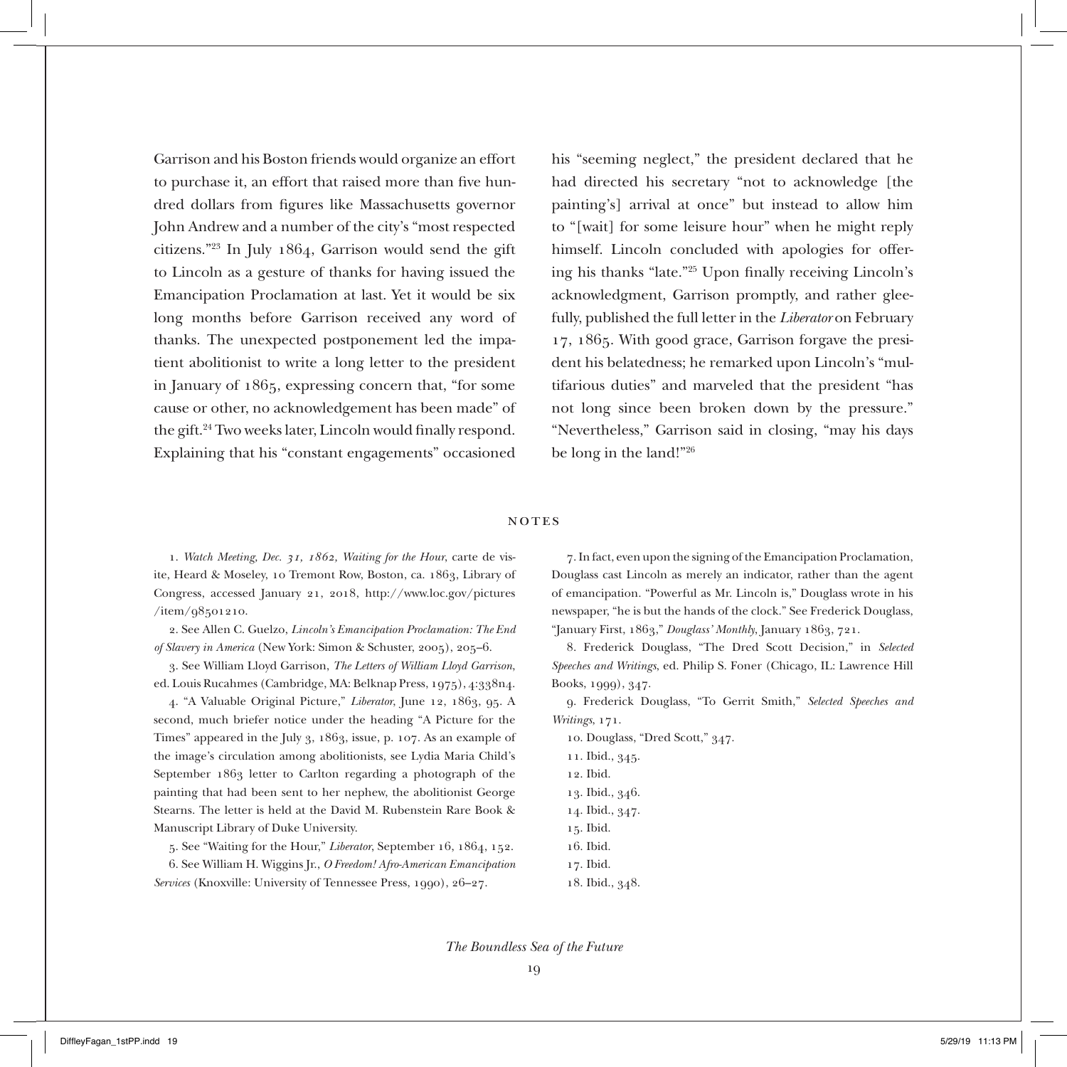Garrison and his Boston friends would organize an effort to purchase it, an effort that raised more than five hundred dollars from figures like Massachusetts governor John Andrew and a number of the city's "most respected citizens."[23] In July 1864, Garrison would send the gift to Lincoln as a gesture of thanks for having issued the Emancipation Proclamation at last. Yet it would be six long months before Garrison received any word of thanks. The unexpected postponement led the impatient abolitionist to write a long letter to the president in January of 1865, expressing concern that, "for some cause or other, no acknowledgement has been made" of the gift.[24] Two weeks later, Lincoln would finally respond. Explaining that his "constant engagements" occasioned his "seeming neglect," the president declared that he had directed his secretary "not to acknowledge [the painting's] arrival at once" but instead to allow him to "[wait] for some leisure hour" when he might reply himself. Lincoln concluded with apologies for offering his thanks "late."[25] Upon finally receiving Lincoln's acknowledgment, Garrison promptly, and rather gleefully, published the full letter in the *Liberator* on February 17, 1865. With good grace, Garrison forgave the president his belatedness; he remarked upon Lincoln's "multifarious duties" and marveled that the president "has not long since been broken down by the pressure." "Nevertheless," Garrison said in closing, "may his days be long in the land!"[26]

## NOTES

1. *Watch Meeting, Dec. 31, 1862, Waiting for the Hour*, carte de visite, Heard & Moseley, 10 Tremont Row, Boston, ca. 1863, Library of Congress, accessed January 21, 2018, http://www.loc.gov/pictures/item/98501210.

2. See Allen C. Guelzo, *Lincoln's Emancipation Proclamation: The End of Slavery in America* (New York: Simon & Schuster, 2005), 205–6.

3. See William Lloyd Garrison, *The Letters of William Lloyd Garrison*, ed. Louis Rucahmes (Cambridge, MA: Belknap Press, 1975), 4:338n4.

4. "A Valuable Original Picture," *Liberator*, June 12, 1863, 95. A second, much briefer notice under the heading "A Picture for the Times" appeared in the July 3, 1863, issue, p. 107. As an example of the image's circulation among abolitionists, see Lydia Maria Child's September 1863 letter to Carlton regarding a photograph of the painting that had been sent to her nephew, the abolitionist George Stearns. The letter is held at the David M. Rubenstein Rare Book & Manuscript Library of Duke University.

5. See "Waiting for the Hour," *Liberator*, September 16, 1864, 152.

6. See William H. Wiggins Jr., *O Freedom! Afro-American Emancipation Services* (Knoxville: University of Tennessee Press, 1990), 26–27.

7. In fact, even upon the signing of the Emancipation Proclamation, Douglass cast Lincoln as merely an indicator, rather than the agent of emancipation. "Powerful as Mr. Lincoln is," Douglass wrote in his newspaper, "he is but the hands of the clock." See Frederick Douglass, "January First, 1863," *Douglass' Monthly*, January 1863, 721.

8. Frederick Douglass, "The Dred Scott Decision," in *Selected Speeches and Writings*, ed. Philip S. Foner (Chicago, IL: Lawrence Hill Books, 1999), 347.

9. Frederick Douglass, "To Gerrit Smith," *Selected Speeches and Writings*, 171.

10. Douglass, "Dred Scott," 347.

11. Ibid., 345.

12. Ibid.

13. Ibid., 346.

14. Ibid., 347.

15. Ibid.

16. Ibid.

17. Ibid.

18. Ibid., 348.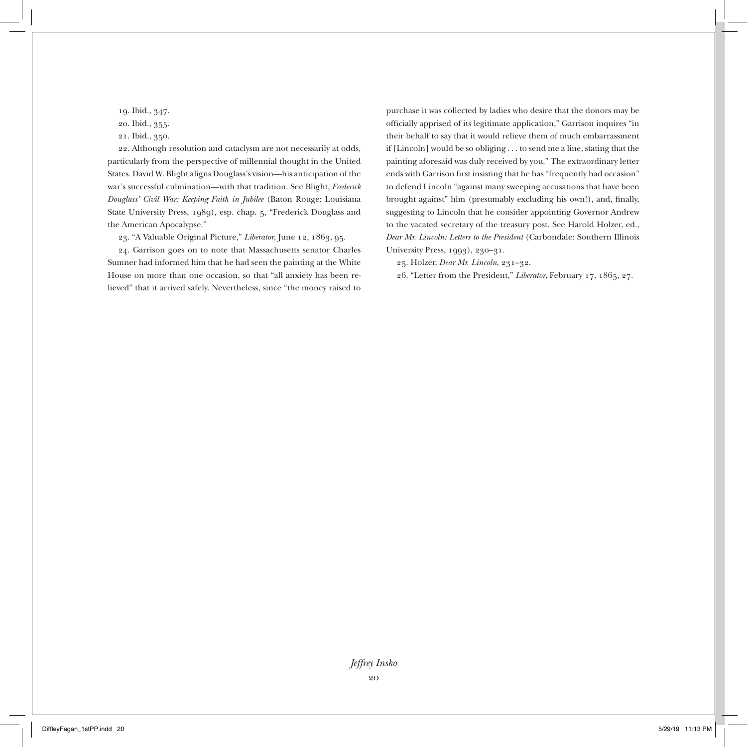19. Ibid., 347.

20. Ibid., 355.

21. Ibid., 350.

22. Although resolution and cataclysm are not necessarily at odds, particularly from the perspective of millennial thought in the United States. David W. Blight aligns Douglass's vision—his anticipation of the war's successful culmination—with that tradition. See Blight, *Frederick Douglass' Civil War: Keeping Faith in Jubilee* (Baton Rouge: Louisiana State University Press, 1989), esp. chap. 5, "Frederick Douglass and the American Apocalypse."

23. "A Valuable Original Picture," *Liberator*, June 12, 1863, 95.

24. Garrison goes on to note that Massachusetts senator Charles Sumner had informed him that he had seen the painting at the White House on more than one occasion, so that "all anxiety has been relieved" that it arrived safely. Nevertheless, since "the money raised to purchase it was collected by ladies who desire that the donors may be officially apprised of its legitimate application," Garrison inquires "in their behalf to say that it would relieve them of much embarrassment if [Lincoln] would be so obliging . . . to send me a line, stating that the painting aforesaid was duly received by you." The extraordinary letter ends with Garrison first insisting that he has "frequently had occasion" to defend Lincoln "against many sweeping accusations that have been brought against" him (presumably excluding his own!), and, finally, suggesting to Lincoln that he consider appointing Governor Andrew to the vacated secretary of the treasury post. See Harold Holzer, ed., *Dear Mr. Lincoln: Letters to the President* (Carbondale: Southern Illinois University Press, 1993), 230–31.

25. Holzer, *Dear Mr. Lincoln*, 231–32.

26. "Letter from the President," *Liberator*, February 17, 1865, 27.